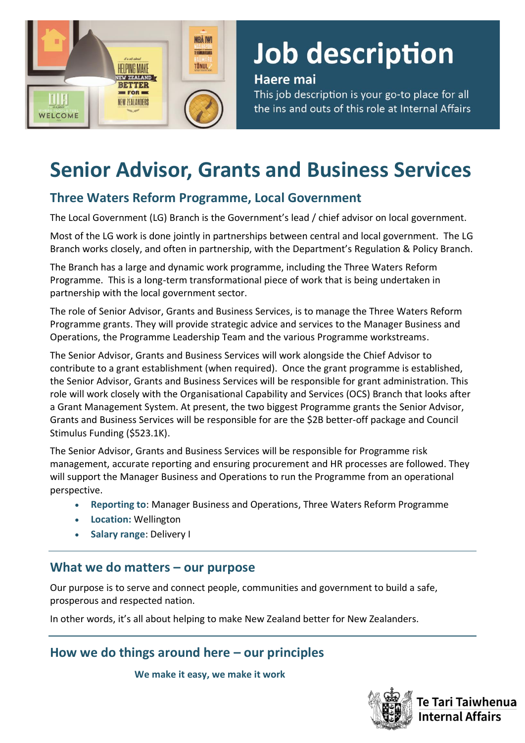# Job description

**Haere mai**

This job description is your go-to place for all the ins and outs of this role at Internal Affairs

# Senior Advisor, Grants and Business Services

## Three Waters Reform Programme, Local Government

The Local Government (LG) Branch is the Government's lead / chief advisor on local government.

Most of the LG work is done jointly in partnerships between central and local government. The LG Branch works closely, and often in partnership, with the Department's Regulation & Policy Branch.

The Branch has a large and dynamic work programme, including the Three Waters Reform Programme. This is a long-term transformational piece of work that is being undertaken in partnership with the local government sector.

The role of Senior Advisor, Grants and Business Services, is to manage the Three Waters Reform Programme grants. They will provide strategic advice and services to the Manager Business and Operations, the Programme Leadership Team and the various Programme workstreams.

The Senior Advisor, Grants and Business Services will work alongside the Chief Advisor to contribute to a grant establishment (when required). Once the grant programme is established, the Senior Advisor, Grants and Business Services will be responsible for grant administration. This role will work closely with the Organisational Capability and Services (OCS) Branch that looks after a Grant Management System. At present, the two biggest Programme grants the Senior Advisor, Grants and Business Services will be responsible for are the $2B better-off package and Council Stimulus Funding ($523.1K).

The Senior Advisor, Grants and Business Services will be responsible for Programme risk management, accurate reporting and ensuring procurement and HR processes are followed. They will support the Manager Business and Operations to run the Programme from an operational perspective.

- **Reporting to**: Manager Business and Operations, Three Waters Reform Programme
- **Location:** Wellington
- **Salary range**: Delivery I

## What we do matters – our purpose

Our purpose is to serve and connect people, communities and government to build a safe, prosperous and respected nation.

In other words, it's all about helping to make New Zealand better for New Zealanders.

## How we do things around here – our principles

**We make it easy, we make it work**

Te Tari Taiwhenua Internal Affairs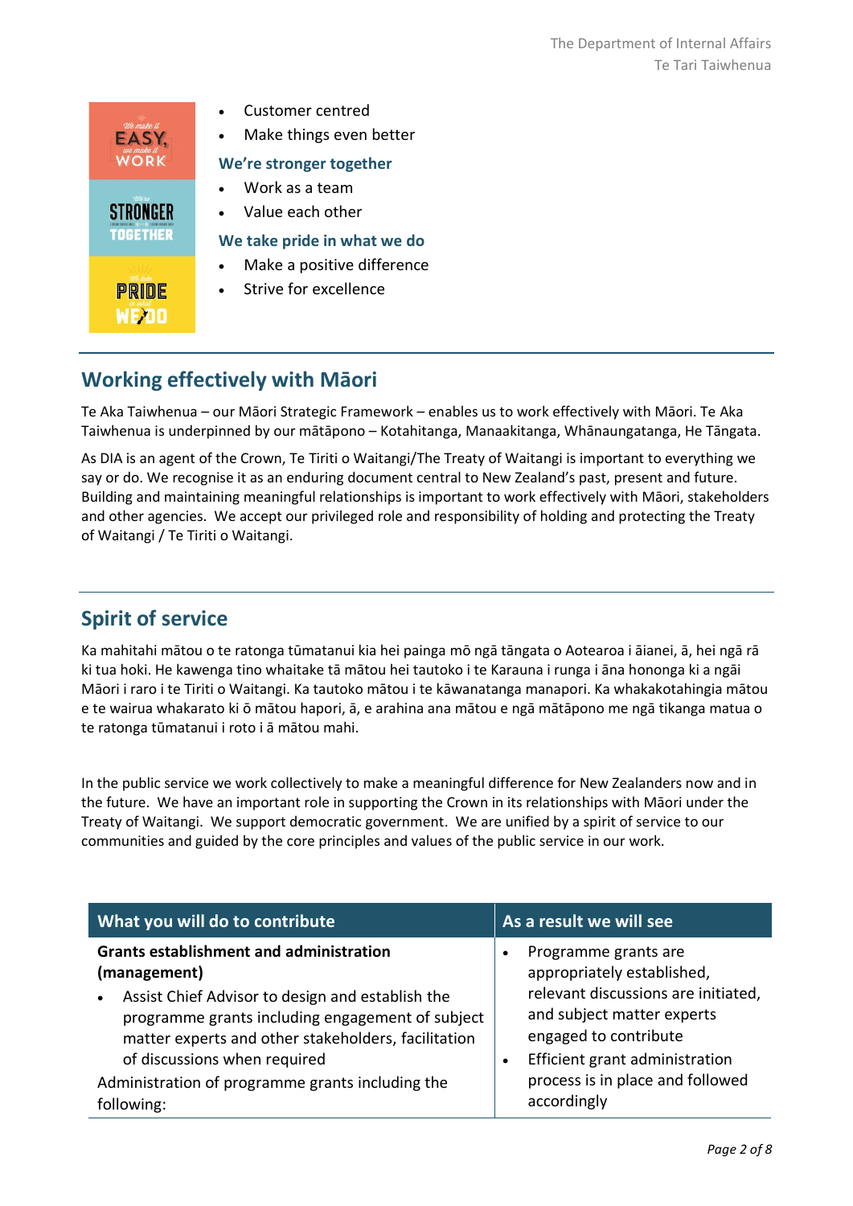- Customer centred
- Make things even better

**We're stronger together**

- Work as a team
- Value each other

**We take pride in what we do**

- Make a positive difference
- Strive for excellence

## Working effectively with Māori

Te Aka Taiwhenua – our Māori Strategic Framework – enables us to work effectively with Māori. Te Aka Taiwhenua is underpinned by our mātāpono – Kotahitanga, Manaakitanga, Whānaungatanga, He Tāngata.

As DIA is an agent of the Crown, Te Tiriti o Waitangi/The Treaty of Waitangi is important to everything we say or do. We recognise it as an enduring document central to New Zealand's past, present and future. Building and maintaining meaningful relationships is important to work effectively with Māori, stakeholders and other agencies. We accept our privileged role and responsibility of holding and protecting the Treaty of Waitangi / Te Tiriti o Waitangi.

## Spirit of service

Ka mahitahi mātou o te ratonga tūmatanui kia hei painga mō ngā tāngata o Aotearoa i āianei, ā, hei ngā rā ki tua hoki. He kawenga tino whaitake tā mātou hei tautoko i te Karauna i runga i āna hononga ki a ngāi Māori i raro i te Tiriti o Waitangi. Ka tautoko mātou i te kāwanatanga manapori. Ka whakakotahingia mātou e te wairua whakarato ki ō mātou hapori, ā, e arahina ana mātou e ngā mātāpono me ngā tikanga matua o te ratonga tūmatanui i roto i ā mātou mahi.

In the public service we work collectively to make a meaningful difference for New Zealanders now and in the future. We have an important role in supporting the Crown in its relationships with Māori under the Treaty of Waitangi. We support democratic government. We are unified by a spirit of service to our communities and guided by the core principles and values of the public service in our work.

| What you will do to contribute | As a result we will see |
|---|---|
| **Grants establishment and administration (management)**<br>• Assist Chief Advisor to design and establish the programme grants including engagement of subject matter experts and other stakeholders, facilitation of discussions when required<br>Administration of programme grants including the following: | • Programme grants are appropriately established, relevant discussions are initiated, and subject matter experts engaged to contribute<br>• Efficient grant administration process is in place and followed accordingly |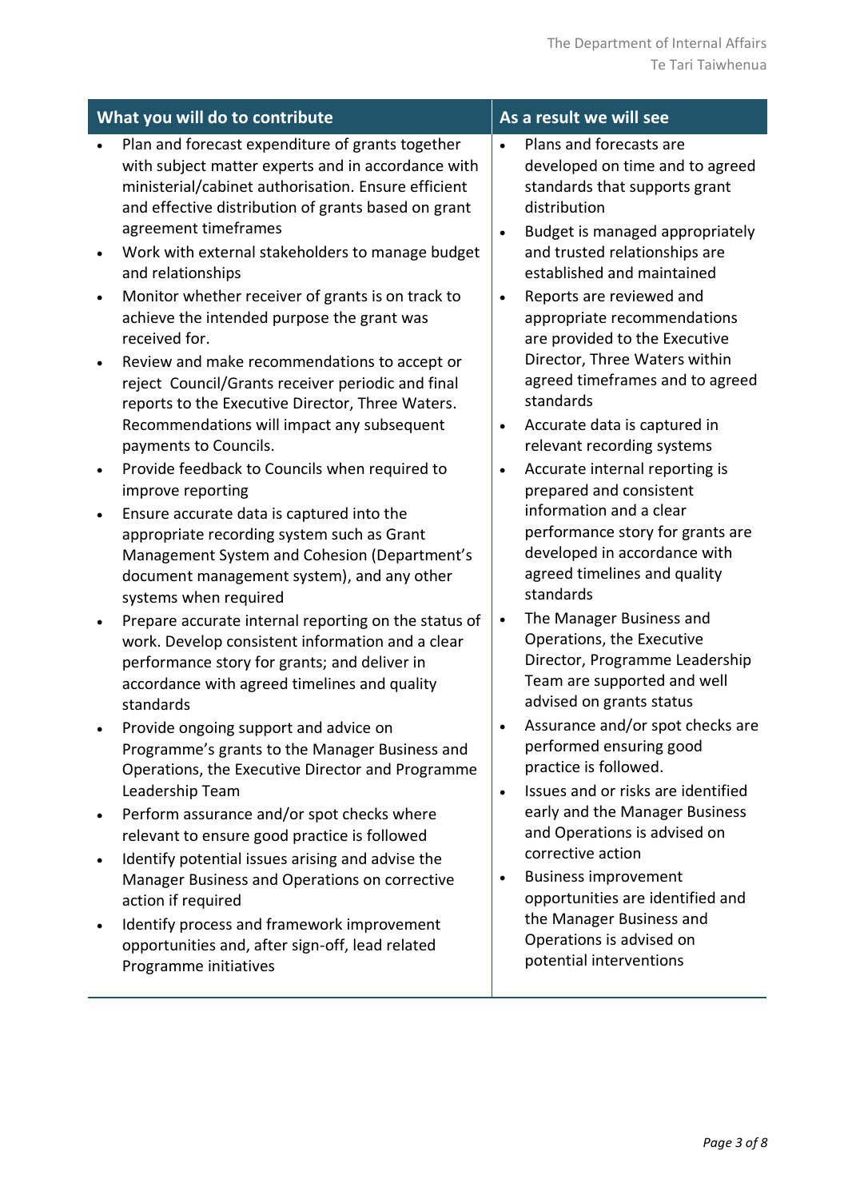| What you will do to contribute | As a result we will see |
| --- | --- |
| • Plan and forecast expenditure of grants together with subject matter experts and in accordance with ministerial/cabinet authorisation. Ensure efficient and effective distribution of grants based on grant agreement timeframes<br>• Work with external stakeholders to manage budget and relationships<br>• Monitor whether receiver of grants is on track to achieve the intended purpose the grant was received for.<br>• Review and make recommendations to accept or reject Council/Grants receiver periodic and final reports to the Executive Director, Three Waters. Recommendations will impact any subsequent payments to Councils.<br>• Provide feedback to Councils when required to improve reporting<br>• Ensure accurate data is captured into the appropriate recording system such as Grant Management System and Cohesion (Department's document management system), and any other systems when required<br>• Prepare accurate internal reporting on the status of work. Develop consistent information and a clear performance story for grants; and deliver in accordance with agreed timelines and quality standards<br>• Provide ongoing support and advice on Programme's grants to the Manager Business and Operations, the Executive Director and Programme Leadership Team<br>• Perform assurance and/or spot checks where relevant to ensure good practice is followed<br>• Identify potential issues arising and advise the Manager Business and Operations on corrective action if required<br>• Identify process and framework improvement opportunities and, after sign-off, lead related Programme initiatives | • Plans and forecasts are developed on time and to agreed standards that supports grant distribution<br>• Budget is managed appropriately and trusted relationships are established and maintained<br>• Reports are reviewed and appropriate recommendations are provided to the Executive Director, Three Waters within agreed timeframes and to agreed standards<br>• Accurate data is captured in relevant recording systems<br>• Accurate internal reporting is prepared and consistent information and a clear performance story for grants are developed in accordance with agreed timelines and quality standards<br>• The Manager Business and Operations, the Executive Director, Programme Leadership Team are supported and well advised on grants status<br>• Assurance and/or spot checks are performed ensuring good practice is followed.<br>• Issues and or risks are identified early and the Manager Business and Operations is advised on corrective action<br>• Business improvement opportunities are identified and the Manager Business and Operations is advised on potential interventions |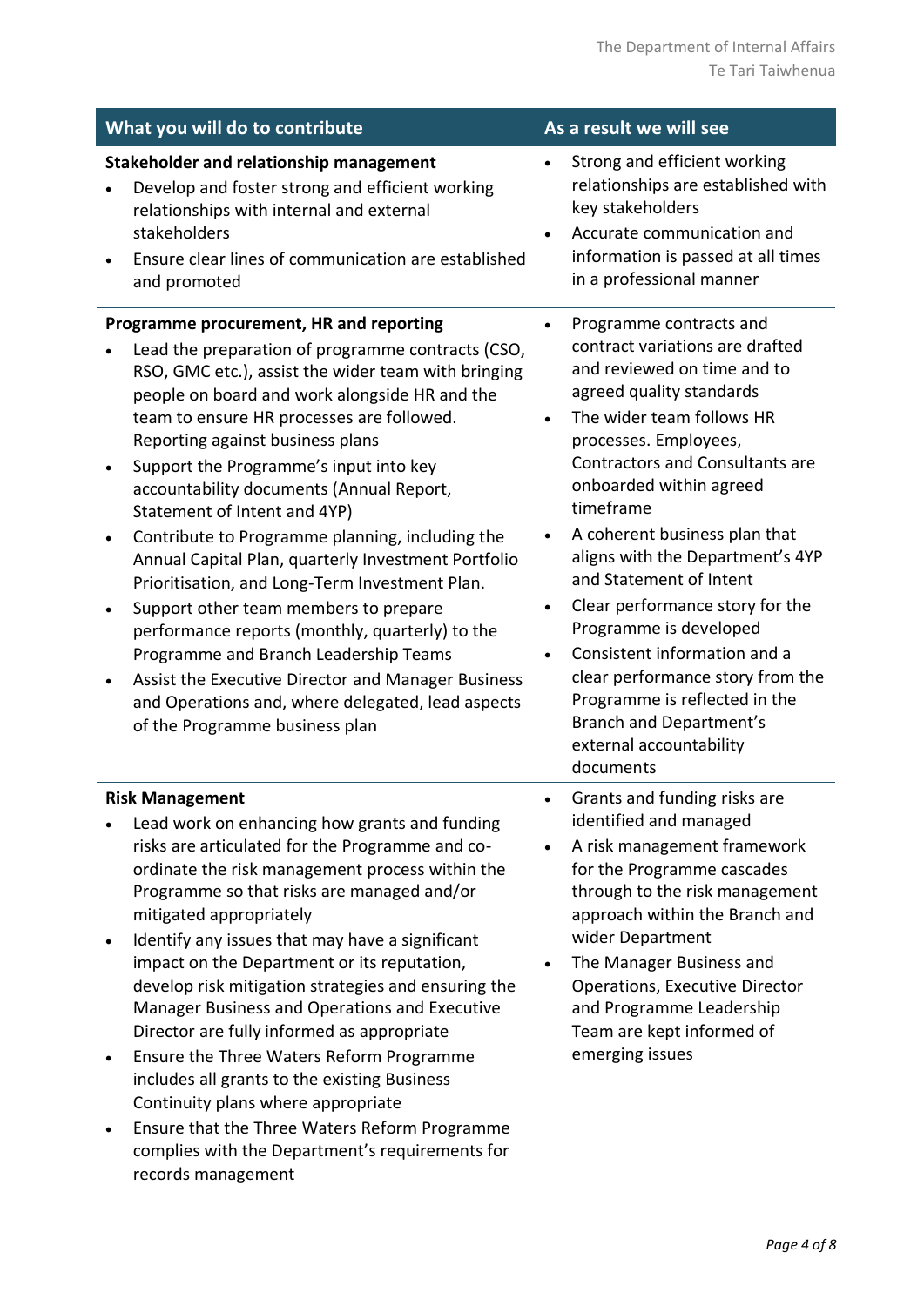| What you will do to contribute | As a result we will see |
| --- | --- |
| **Stakeholder and relationship management**<br>• Develop and foster strong and efficient working relationships with internal and external stakeholders<br>• Ensure clear lines of communication are established and promoted | • Strong and efficient working relationships are established with key stakeholders<br>• Accurate communication and information is passed at all times in a professional manner |
| **Programme procurement, HR and reporting**<br>• Lead the preparation of programme contracts (CSO, RSO, GMC etc.), assist the wider team with bringing people on board and work alongside HR and the team to ensure HR processes are followed. Reporting against business plans<br>• Support the Programme's input into key accountability documents (Annual Report, Statement of Intent and 4YP)<br>• Contribute to Programme planning, including the Annual Capital Plan, quarterly Investment Portfolio Prioritisation, and Long-Term Investment Plan.<br>• Support other team members to prepare performance reports (monthly, quarterly) to the Programme and Branch Leadership Teams<br>• Assist the Executive Director and Manager Business and Operations and, where delegated, lead aspects of the Programme business plan | • Programme contracts and contract variations are drafted and reviewed on time and to agreed quality standards<br>• The wider team follows HR processes. Employees, Contractors and Consultants are onboarded within agreed timeframe<br>• A coherent business plan that aligns with the Department's 4YP and Statement of Intent<br>• Clear performance story for the Programme is developed<br>• Consistent information and a clear performance story from the Programme is reflected in the Branch and Department's external accountability documents |
| **Risk Management**<br>• Lead work on enhancing how grants and funding risks are articulated for the Programme and co-ordinate the risk management process within the Programme so that risks are managed and/or mitigated appropriately<br>• Identify any issues that may have a significant impact on the Department or its reputation, develop risk mitigation strategies and ensuring the Manager Business and Operations and Executive Director are fully informed as appropriate<br>• Ensure the Three Waters Reform Programme includes all grants to the existing Business Continuity plans where appropriate<br>• Ensure that the Three Waters Reform Programme complies with the Department's requirements for records management | • Grants and funding risks are identified and managed<br>• A risk management framework for the Programme cascades through to the risk management approach within the Branch and wider Department<br>• The Manager Business and Operations, Executive Director and Programme Leadership Team are kept informed of emerging issues |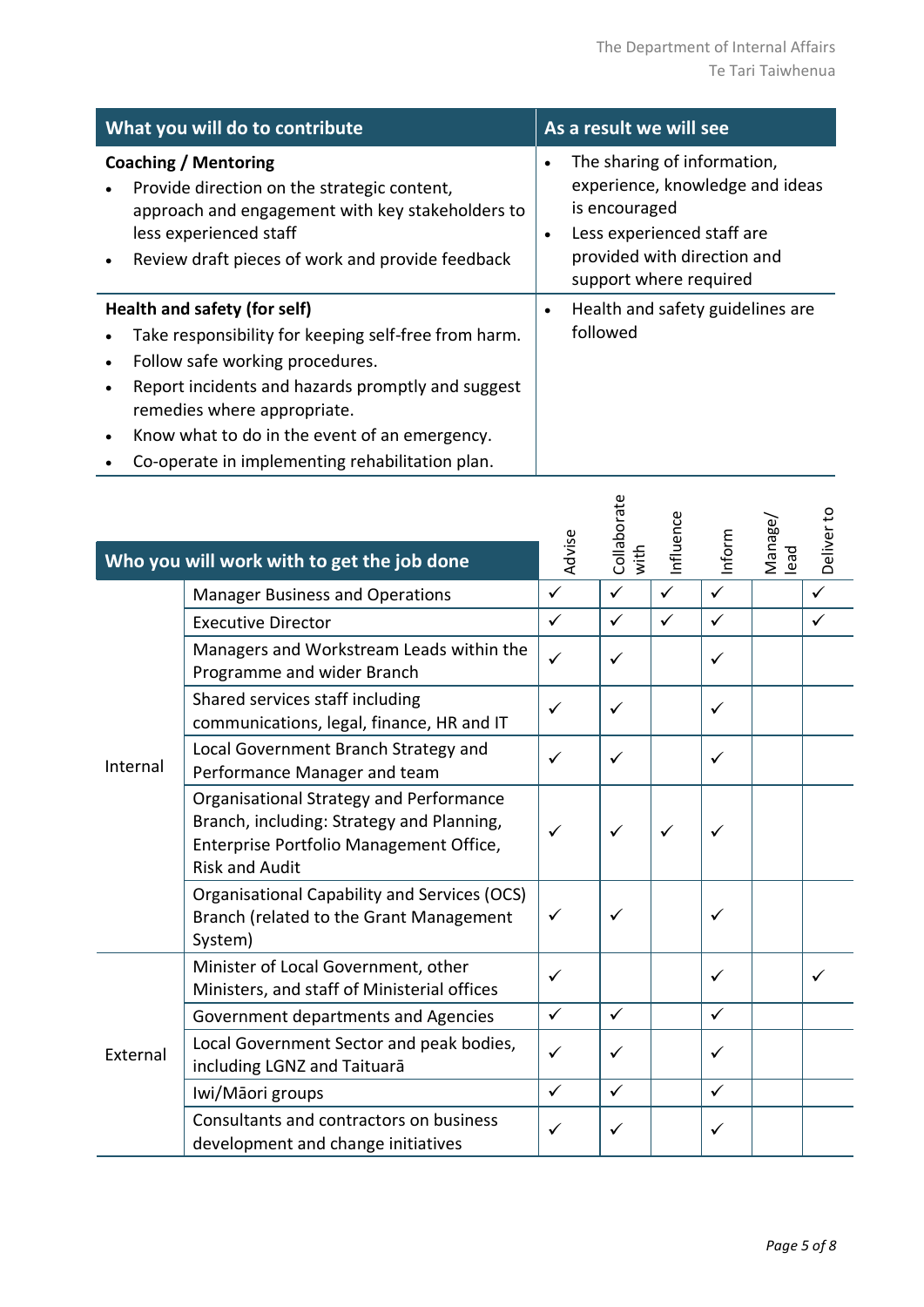| What you will do to contribute | As a result we will see |
| --- | --- |
| **Coaching / Mentoring**<br>• Provide direction on the strategic content, approach and engagement with key stakeholders to less experienced staff<br>• Review draft pieces of work and provide feedback | • The sharing of information, experience, knowledge and ideas is encouraged<br>• Less experienced staff are provided with direction and support where required |
| **Health and safety (for self)**<br>• Take responsibility for keeping self-free from harm.<br>• Follow safe working procedures.<br>• Report incidents and hazards promptly and suggest remedies where appropriate.<br>• Know what to do in the event of an emergency.<br>• Co-operate in implementing rehabilitation plan. | • Health and safety guidelines are followed |

| Who you will work with to get the job done | | Advise | Collaborate with | Influence | Inform | Manage/ lead | Deliver to |
| --- | --- | --- | --- | --- | --- | --- | --- |
| Internal | Manager Business and Operations | ✓ | ✓ | ✓ | ✓ | | ✓ |
| | Executive Director | ✓ | ✓ | ✓ | ✓ | | ✓ |
| | Managers and Workstream Leads within the Programme and wider Branch | ✓ | ✓ | | ✓ | | |
| | Shared services staff including communications, legal, finance, HR and IT | ✓ | ✓ | | ✓ | | |
| | Local Government Branch Strategy and Performance Manager and team | ✓ | ✓ | | ✓ | | |
| | Organisational Strategy and Performance Branch, including: Strategy and Planning, Enterprise Portfolio Management Office, Risk and Audit | ✓ | ✓ | ✓ | ✓ | | |
| | Organisational Capability and Services (OCS) Branch (related to the Grant Management System) | ✓ | ✓ | | ✓ | | |
| External | Minister of Local Government, other Ministers, and staff of Ministerial offices | ✓ | | | ✓ | | ✓ |
| | Government departments and Agencies | ✓ | ✓ | | ✓ | | |
| | Local Government Sector and peak bodies, including LGNZ and Taituarā | ✓ | ✓ | | ✓ | | |
| | Iwi/Māori groups | ✓ | ✓ | | ✓ | | |
| | Consultants and contractors on business development and change initiatives | ✓ | ✓ | | ✓ | | |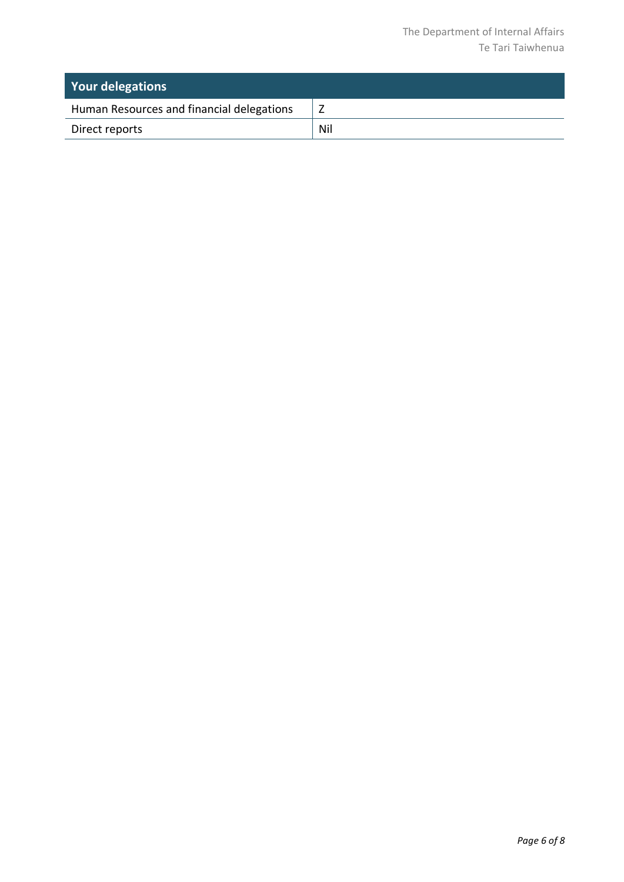| Your delegations | |
|---|---|
| Human Resources and financial delegations | Z |
| Direct reports | Nil |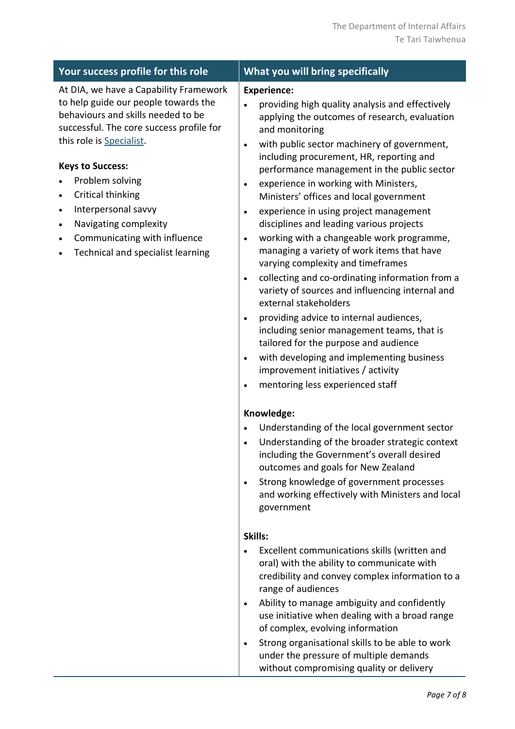## Your success profile for this role

At DIA, we have a Capability Framework to help guide our people towards the behaviours and skills needed to be successful. The core success profile for this role is Specialist.

**Keys to Success:**

- Problem solving
- Critical thinking
- Interpersonal savvy
- Navigating complexity
- Communicating with influence
- Technical and specialist learning

## What you will bring specifically

**Experience:**

- providing high quality analysis and effectively applying the outcomes of research, evaluation and monitoring
- with public sector machinery of government, including procurement, HR, reporting and performance management in the public sector
- experience in working with Ministers, Ministers' offices and local government
- experience in using project management disciplines and leading various projects
- working with a changeable work programme, managing a variety of work items that have varying complexity and timeframes
- collecting and co-ordinating information from a variety of sources and influencing internal and external stakeholders
- providing advice to internal audiences, including senior management teams, that is tailored for the purpose and audience
- with developing and implementing business improvement initiatives / activity
- mentoring less experienced staff

**Knowledge:**

- Understanding of the local government sector
- Understanding of the broader strategic context including the Government's overall desired outcomes and goals for New Zealand
- Strong knowledge of government processes and working effectively with Ministers and local government

**Skills:**

- Excellent communications skills (written and oral) with the ability to communicate with credibility and convey complex information to a range of audiences
- Ability to manage ambiguity and confidently use initiative when dealing with a broad range of complex, evolving information
- Strong organisational skills to be able to work under the pressure of multiple demands without compromising quality or delivery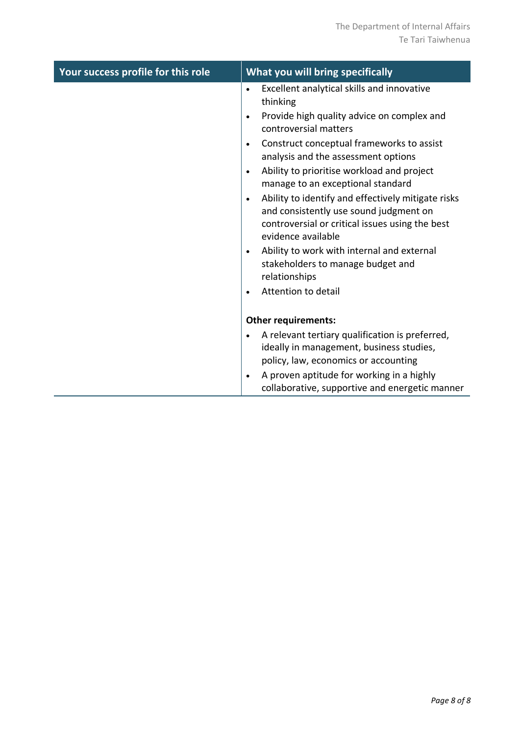| Your success profile for this role | What you will bring specifically |
| --- | --- |
| | • Excellent analytical skills and innovative thinking<br>• Provide high quality advice on complex and controversial matters<br>• Construct conceptual frameworks to assist analysis and the assessment options<br>• Ability to prioritise workload and project manage to an exceptional standard<br>• Ability to identify and effectively mitigate risks and consistently use sound judgment on controversial or critical issues using the best evidence available<br>• Ability to work with internal and external stakeholders to manage budget and relationships<br>• Attention to detail<br><br>**Other requirements:**<br>• A relevant tertiary qualification is preferred, ideally in management, business studies, policy, law, economics or accounting<br>• A proven aptitude for working in a highly collaborative, supportive and energetic manner |